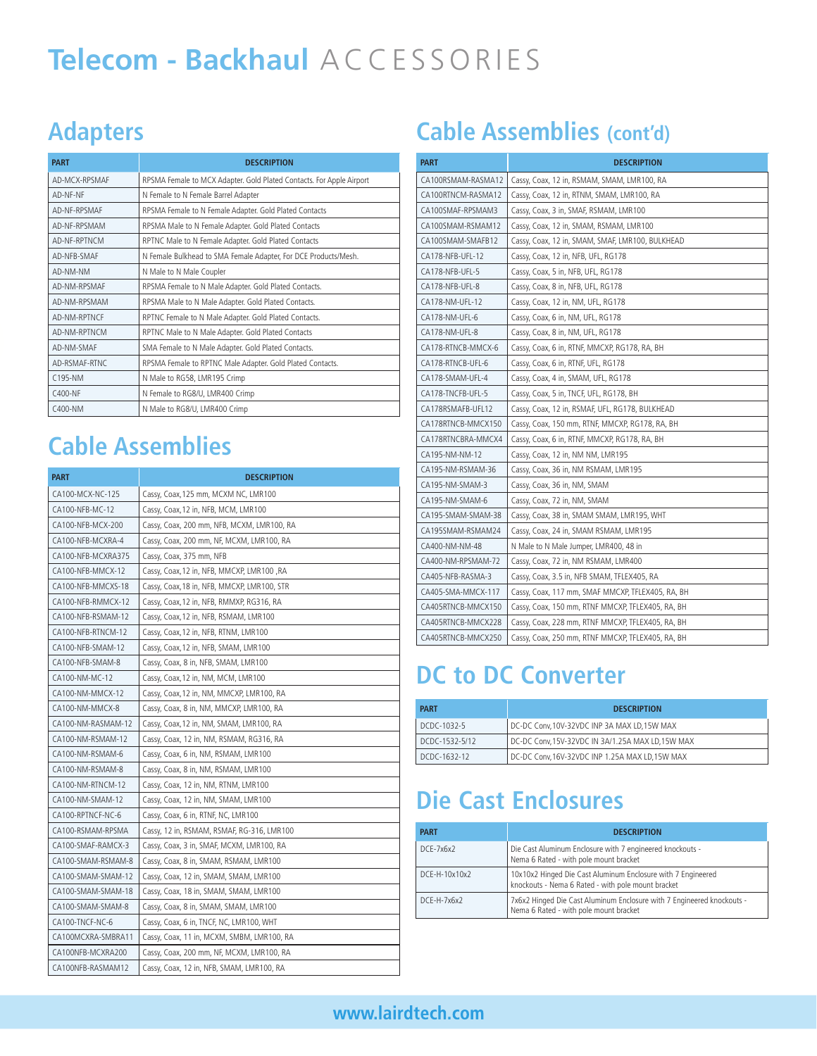# Telecom - Backhaul ACCESSORIES

## Adapters

| PART | DESCRIPTION |
|---|---|
| AD-MCX-RPSMAF | RPSMA Female to MCX Adapter. Gold Plated Contacts. For Apple Airport |
| AD-NF-NF | N Female to N Female Barrel Adapter |
| AD-NF-RPSMAF | RPSMA Female to N Female Adapter. Gold Plated Contacts |
| AD-NF-RPSMAM | RPSMA Male to N Female Adapter. Gold Plated Contacts |
| AD-NF-RPTNCM | RPTNC Male to N Female Adapter. Gold Plated Contacts |
| AD-NFB-SMAF | N Female Bulkhead to SMA Female Adapter, For DCE Products/Mesh. |
| AD-NM-NM | N Male to N Male Coupler |
| AD-NM-RPSMAF | RPSMA Female to N Male Adapter. Gold Plated Contacts. |
| AD-NM-RPSMAM | RPSMA Male to N Male Adapter. Gold Plated Contacts. |
| AD-NM-RPTNCF | RPTNC Female to N Male Adapter. Gold Plated Contacts. |
| AD-NM-RPTNCM | RPTNC Male to N Male Adapter. Gold Plated Contacts |
| AD-NM-SMAF | SMA Female to N Male Adapter. Gold Plated Contacts. |
| AD-RSMAF-RTNC | RPSMA Female to RPTNC Male Adapter. Gold Plated Contacts. |
| C195-NM | N Male to RG58, LMR195 Crimp |
| C400-NF | N Female to RG8/U, LMR400 Crimp |
| C400-NM | N Male to RG8/U, LMR400 Crimp |

## Cable Assemblies

| PART | DESCRIPTION |
|---|---|
| CA100-MCX-NC-125 | Cassy, Coax,125 mm, MCXM NC, LMR100 |
| CA100-NFB-MC-12 | Cassy, Coax,12 in, NFB, MCM, LMR100 |
| CA100-NFB-MCX-200 | Cassy, Coax, 200 mm, NFB, MCXM, LMR100, RA |
| CA100-NFB-MCXRA-4 | Cassy, Coax, 200 mm, NF, MCXM, LMR100, RA |
| CA100-NFB-MCXRA375 | Cassy, Coax, 375 mm, NFB |
| CA100-NFB-MMCX-12 | Cassy, Coax,12 in, NFB, MMCXP, LMR100 ,RA |
| CA100-NFB-MMCXS-18 | Cassy, Coax,18 in, NFB, MMCXP, LMR100, STR |
| CA100-NFB-RMMCX-12 | Cassy, Coax,12 in, NFB, RMMXP, RG316, RA |
| CA100-NFB-RSMAM-12 | Cassy, Coax,12 in, NFB, RSMAM, LMR100 |
| CA100-NFB-RTNCM-12 | Cassy, Coax,12 in, NFB, RTNM, LMR100 |
| CA100-NFB-SMAM-12 | Cassy, Coax,12 in, NFB, SMAM, LMR100 |
| CA100-NFB-SMAM-8 | Cassy, Coax, 8 in, NFB, SMAM, LMR100 |
| CA100-NM-MC-12 | Cassy, Coax,12 in, NM, MCM, LMR100 |
| CA100-NM-MMCX-12 | Cassy, Coax,12 in, NM, MMCXP, LMR100, RA |
| CA100-NM-MMCX-8 | Cassy, Coax, 8 in, NM, MMCXP, LMR100, RA |
| CA100-NM-RASMAM-12 | Cassy, Coax,12 in, NM, SMAM, LMR100, RA |
| CA100-NM-RSMAM-12 | Cassy, Coax, 12 in, NM, RSMAM, RG316, RA |
| CA100-NM-RSMAM-6 | Cassy, Coax, 6 in, NM, RSMAM, LMR100 |
| CA100-NM-RSMAM-8 | Cassy, Coax, 8 in, NM, RSMAM, LMR100 |
| CA100-NM-RTNCM-12 | Cassy, Coax, 12 in, NM, RTNM, LMR100 |
| CA100-NM-SMAM-12 | Cassy, Coax, 12 in, NM, SMAM, LMR100 |
| CA100-RPTNCF-NC-6 | Cassy, Coax, 6 in, RTNF, NC, LMR100 |
| CA100-RSMAM-RPSMA | Cassy, 12 in, RSMAM, RSMAF, RG-316, LMR100 |
| CA100-SMAF-RAMCX-3 | Cassy, Coax, 3 in, SMAF, MCXM, LMR100, RA |
| CA100-SMAM-RSMAM-8 | Cassy, Coax, 8 in, SMAM, RSMAM, LMR100 |
| CA100-SMAM-SMAM-12 | Cassy, Coax, 12 in, SMAM, SMAM, LMR100 |
| CA100-SMAM-SMAM-18 | Cassy, Coax, 18 in, SMAM, SMAM, LMR100 |
| CA100-SMAM-SMAM-8 | Cassy, Coax, 8 in, SMAM, SMAM, LMR100 |
| CA100-TNCF-NC-6 | Cassy, Coax, 6 in, TNCF, NC, LMR100, WHT |
| CA100MCXRA-SMBRA11 | Cassy, Coax, 11 in, MCXM, SMBM, LMR100, RA |
| CA100NFB-MCXRA200 | Cassy, Coax, 200 mm, NF, MCXM, LMR100, RA |
| CA100NFB-RASMAM12 | Cassy, Coax, 12 in, NFB, SMAM, LMR100, RA |

## Cable Assemblies (cont'd)

| PART | DESCRIPTION |
|---|---|
| CA100RSMAM-RASMA12 | Cassy, Coax, 12 in, RSMAM, SMAM, LMR100, RA |
| CA100RTNCM-RASMA12 | Cassy, Coax, 12 in, RTNM, SMAM, LMR100, RA |
| CA100SMAF-RPSMAM3 | Cassy, Coax, 3 in, SMAF, RSMAM, LMR100 |
| CA100SMAM-RSMAM12 | Cassy, Coax, 12 in, SMAM, RSMAM, LMR100 |
| CA100SMAM-SMAFB12 | Cassy, Coax, 12 in, SMAM, SMAF, LMR100, BULKHEAD |
| CA178-NFB-UFL-12 | Cassy, Coax, 12 in, NFB, UFL, RG178 |
| CA178-NFB-UFL-5 | Cassy, Coax, 5 in, NFB, UFL, RG178 |
| CA178-NFB-UFL-8 | Cassy, Coax, 8 in, NFB, UFL, RG178 |
| CA178-NM-UFL-12 | Cassy, Coax, 12 in, NM, UFL, RG178 |
| CA178-NM-UFL-6 | Cassy, Coax, 6 in, NM, UFL, RG178 |
| CA178-NM-UFL-8 | Cassy, Coax, 8 in, NM, UFL, RG178 |
| CA178-RTNCB-MMCX-6 | Cassy, Coax, 6 in, RTNF, MMCXP, RG178, RA, BH |
| CA178-RTNCB-UFL-6 | Cassy, Coax, 6 in, RTNF, UFL, RG178 |
| CA178-SMAM-UFL-4 | Cassy, Coax, 4 in, SMAM, UFL, RG178 |
| CA178-TNCFB-UFL-5 | Cassy, Coax, 5 in, TNCF, UFL, RG178, BH |
| CA178RSMAFB-UFL12 | Cassy, Coax, 12 in, RSMAF, UFL, RG178, BULKHEAD |
| CA178RTNCB-MMCX150 | Cassy, Coax, 150 mm, RTNF, MMCXP, RG178, RA, BH |
| CA178RTNCBRA-MMCX4 | Cassy, Coax, 6 in, RTNF, MMCXP, RG178, RA, BH |
| CA195-NM-NM-12 | Cassy, Coax, 12 in, NM NM, LMR195 |
| CA195-NM-RSMAM-36 | Cassy, Coax, 36 in, NM RSMAM, LMR195 |
| CA195-NM-SMAM-3 | Cassy, Coax, 36 in, NM, SMAM |
| CA195-NM-SMAM-6 | Cassy, Coax, 72 in, NM, SMAM |
| CA195-SMAM-SMAM-38 | Cassy, Coax, 38 in, SMAM SMAM, LMR195, WHT |
| CA195SMAM-RSMAM24 | Cassy, Coax, 24 in, SMAM RSMAM, LMR195 |
| CA400-NM-NM-48 | N Male to N Male Jumper, LMR400, 48 in |
| CA400-NM-RPSMAM-72 | Cassy, Coax, 72 in, NM RSMAM, LMR400 |
| CA405-NFB-RASMA-3 | Cassy, Coax, 3.5 in, NFB SMAM, TFLEX405, RA |
| CA405-SMA-MMCX-117 | Cassy, Coax, 117 mm, SMAF MMCXP, TFLEX405, RA, BH |
| CA405RTNCB-MMCX150 | Cassy, Coax, 150 mm, RTNF MMCXP, TFLEX405, RA, BH |
| CA405RTNCB-MMCX228 | Cassy, Coax, 228 mm, RTNF MMCXP, TFLEX405, RA, BH |
| CA405RTNCB-MMCX250 | Cassy, Coax, 250 mm, RTNF MMCXP, TFLEX405, RA, BH |

## DC to DC Converter

| PART | DESCRIPTION |
|---|---|
| DCDC-1032-5 | DC-DC Conv,10V-32VDC INP 3A MAX LD,15W MAX |
| DCDC-1532-5/12 | DC-DC Conv,15V-32VDC IN 3A/1.25A MAX LD,15W MAX |
| DCDC-1632-12 | DC-DC Conv,16V-32VDC INP 1.25A MAX LD,15W MAX |

## Die Cast Enclosures

| PART | DESCRIPTION |
|---|---|
| DCE-7x6x2 | Die Cast Aluminum Enclosure with 7 engineered knockouts - Nema 6 Rated - with pole mount bracket |
| DCE-H-10x10x2 | 10x10x2 Hinged Die Cast Aluminum Enclosure with 7 Engineered knockouts - Nema 6 Rated - with pole mount bracket |
| DCE-H-7x6x2 | 7x6x2 Hinged Die Cast Aluminum Enclosure with 7 Engineered knockouts - Nema 6 Rated - with pole mount bracket |

www.lairdtech.com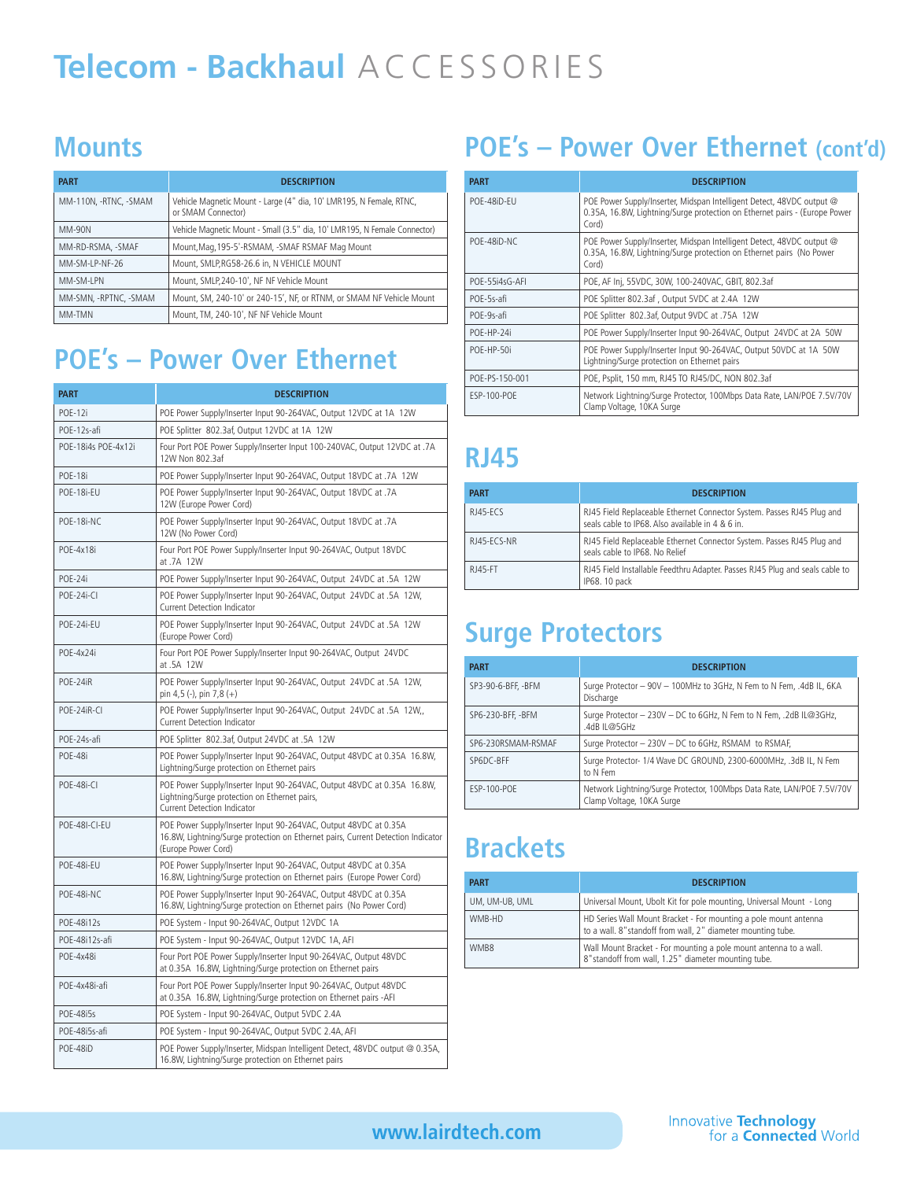# Telecom - Backhaul ACCESSORIES

## Mounts

| PART | DESCRIPTION |
|---|---|
| MM-110N, -RTNC, -SMAM | Vehicle Magnetic Mount - Large (4" dia, 10' LMR195, N Female, RTNC, or SMAM Connector) |
| MM-90N | Vehicle Magnetic Mount - Small (3.5" dia, 10' LMR195, N Female Connector) |
| MM-RD-RSMA, -SMAF | Mount,Mag,195-5'-RSMAM, -SMAF RSMAF Mag Mount |
| MM-SM-LP-NF-26 | Mount, SMLP,RG58-26.6 in, N VEHICLE MOUNT |
| MM-SM-LPN | Mount, SMLP,240-10', NF NF Vehicle Mount |
| MM-SMN, -RPTNC, -SMAM | Mount, SM, 240-10' or 240-15', NF, or RTNM, or SMAM NF Vehicle Mount |
| MM-TMN | Mount, TM, 240-10', NF NF Vehicle Mount |

## POE's – Power Over Ethernet

| PART | DESCRIPTION |
|---|---|
| POE-12i | POE Power Supply/Inserter Input 90-264VAC, Output 12VDC at 1A 12W |
| POE-12s-afi | POE Splitter 802.3af, Output 12VDC at 1A 12W |
| POE-18i4s POE-4x12i | Four Port POE Power Supply/Inserter Input 100-240VAC, Output 12VDC at .7A 12W Non 802.3af |
| POE-18i | POE Power Supply/Inserter Input 90-264VAC, Output 18VDC at .7A 12W |
| POE-18i-EU | POE Power Supply/Inserter Input 90-264VAC, Output 18VDC at .7A 12W (Europe Power Cord) |
| POE-18i-NC | POE Power Supply/Inserter Input 90-264VAC, Output 18VDC at .7A 12W (No Power Cord) |
| POE-4x18i | Four Port POE Power Supply/Inserter Input 90-264VAC, Output 18VDC at .7A 12W |
| POE-24i | POE Power Supply/Inserter Input 90-264VAC, Output 24VDC at .5A 12W |
| POE-24i-CI | POE Power Supply/Inserter Input 90-264VAC, Output 24VDC at .5A 12W, Current Detection Indicator |
| POE-24i-EU | POE Power Supply/Inserter Input 90-264VAC, Output 24VDC at .5A 12W (Europe Power Cord) |
| POE-4x24i | Four Port POE Power Supply/Inserter Input 90-264VAC, Output 24VDC at .5A 12W |
| POE-24iR | POE Power Supply/Inserter Input 90-264VAC, Output 24VDC at .5A 12W, pin 4,5 (-), pin 7,8 (+) |
| POE-24iR-CI | POE Power Supply/Inserter Input 90-264VAC, Output 24VDC at .5A 12W,, Current Detection Indicator |
| POE-24s-afi | POE Splitter 802.3af, Output 24VDC at .5A 12W |
| POE-48i | POE Power Supply/Inserter Input 90-264VAC, Output 48VDC at 0.35A 16.8W, Lightning/Surge protection on Ethernet pairs |
| POE-48i-CI | POE Power Supply/Inserter Input 90-264VAC, Output 48VDC at 0.35A 16.8W, Lightning/Surge protection on Ethernet pairs, Current Detection Indicator |
| POE-48I-CI-EU | POE Power Supply/Inserter Input 90-264VAC, Output 48VDC at 0.35A 16.8W, Lightning/Surge protection on Ethernet pairs, Current Detection Indicator (Europe Power Cord) |
| POE-48i-EU | POE Power Supply/Inserter Input 90-264VAC, Output 48VDC at 0.35A 16.8W, Lightning/Surge protection on Ethernet pairs (Europe Power Cord) |
| POE-48i-NC | POE Power Supply/Inserter Input 90-264VAC, Output 48VDC at 0.35A 16.8W, Lightning/Surge protection on Ethernet pairs (No Power Cord) |
| POE-48i12s | POE System - Input 90-264VAC, Output 12VDC 1A |
| POE-48i12s-afi | POE System - Input 90-264VAC, Output 12VDC 1A, AFI |
| POE-4x48i | Four Port POE Power Supply/Inserter Input 90-264VAC, Output 48VDC at 0.35A 16.8W, Lightning/Surge protection on Ethernet pairs |
| POE-4x48i-afi | Four Port POE Power Supply/Inserter Input 90-264VAC, Output 48VDC at 0.35A 16.8W, Lightning/Surge protection on Ethernet pairs -AFI |
| POE-48i5s | POE System - Input 90-264VAC, Output 5VDC 2.4A |
| POE-48i5s-afi | POE System - Input 90-264VAC, Output 5VDC 2.4A, AFI |
| POE-48iD | POE Power Supply/Inserter, Midspan Intelligent Detect, 48VDC output @ 0.35A, 16.8W, Lightning/Surge protection on Ethernet pairs |

## POE's – Power Over Ethernet (cont'd)

| PART | DESCRIPTION |
|---|---|
| POE-48iD-EU | POE Power Supply/Inserter, Midspan Intelligent Detect, 48VDC output @ 0.35A, 16.8W, Lightning/Surge protection on Ethernet pairs - (Europe Power Cord) |
| POE-48iD-NC | POE Power Supply/Inserter, Midspan Intelligent Detect, 48VDC output @ 0.35A, 16.8W, Lightning/Surge protection on Ethernet pairs (No Power Cord) |
| POE-55i4sG-AFI | POE, AF Inj, 55VDC, 30W, 100-240VAC, GBIT, 802.3af |
| POE-5s-afi | POE Splitter 802.3af , Output 5VDC at 2.4A 12W |
| POE-9s-afi | POE Splitter 802.3af, Output 9VDC at .75A 12W |
| POE-HP-24i | POE Power Supply/Inserter Input 90-264VAC, Output 24VDC at 2A 50W |
| POE-HP-50i | POE Power Supply/Inserter Input 90-264VAC, Output 50VDC at 1A 50W Lightning/Surge protection on Ethernet pairs |
| POE-PS-150-001 | POE, Psplit, 150 mm, RJ45 TO RJ45/DC, NON 802.3af |
| ESP-100-POE | Network Lightning/Surge Protector, 100Mbps Data Rate, LAN/POE 7.5V/70V Clamp Voltage, 10KA Surge |

## RJ45

| PART | DESCRIPTION |
|---|---|
| RJ45-ECS | RJ45 Field Replaceable Ethernet Connector System. Passes RJ45 Plug and seals cable to IP68. Also available in 4 & 6 in. |
| RJ45-ECS-NR | RJ45 Field Replaceable Ethernet Connector System. Passes RJ45 Plug and seals cable to IP68. No Relief |
| RJ45-FT | RJ45 Field Installable Feedthru Adapter. Passes RJ45 Plug and seals cable to IP68. 10 pack |

## Surge Protectors

| PART | DESCRIPTION |
|---|---|
| SP3-90-6-BFF, -BFM | Surge Protector – 90V – 100MHz to 3GHz, N Fem to N Fem, .4dB IL, 6KA Discharge |
| SP6-230-BFF, -BFM | Surge Protector – 230V – DC to 6GHz, N Fem to N Fem, .2dB IL@3GHz, .4dB IL@5GHz |
| SP6-230RSMAM-RSMAF | Surge Protector – 230V – DC to 6GHz, RSMAM to RSMAF, |
| SP6DC-BFF | Surge Protector- 1/4 Wave DC GROUND, 2300-6000MHz, .3dB IL, N Fem to N Fem |
| ESP-100-POE | Network Lightning/Surge Protector, 100Mbps Data Rate, LAN/POE 7.5V/70V Clamp Voltage, 10KA Surge |

## Brackets

| PART | DESCRIPTION |
|---|---|
| UM, UM-UB, UML | Universal Mount, Ubolt Kit for pole mounting, Universal Mount - Long |
| WMB-HD | HD Series Wall Mount Bracket - For mounting a pole mount antenna to a wall. 8"standoff from wall, 2" diameter mounting tube. |
| WMB8 | Wall Mount Bracket - For mounting a pole mount antenna to a wall. 8"standoff from wall, 1.25" diameter mounting tube. |

www.lairdtech.com

Innovative **Technology** for a **Connected** World